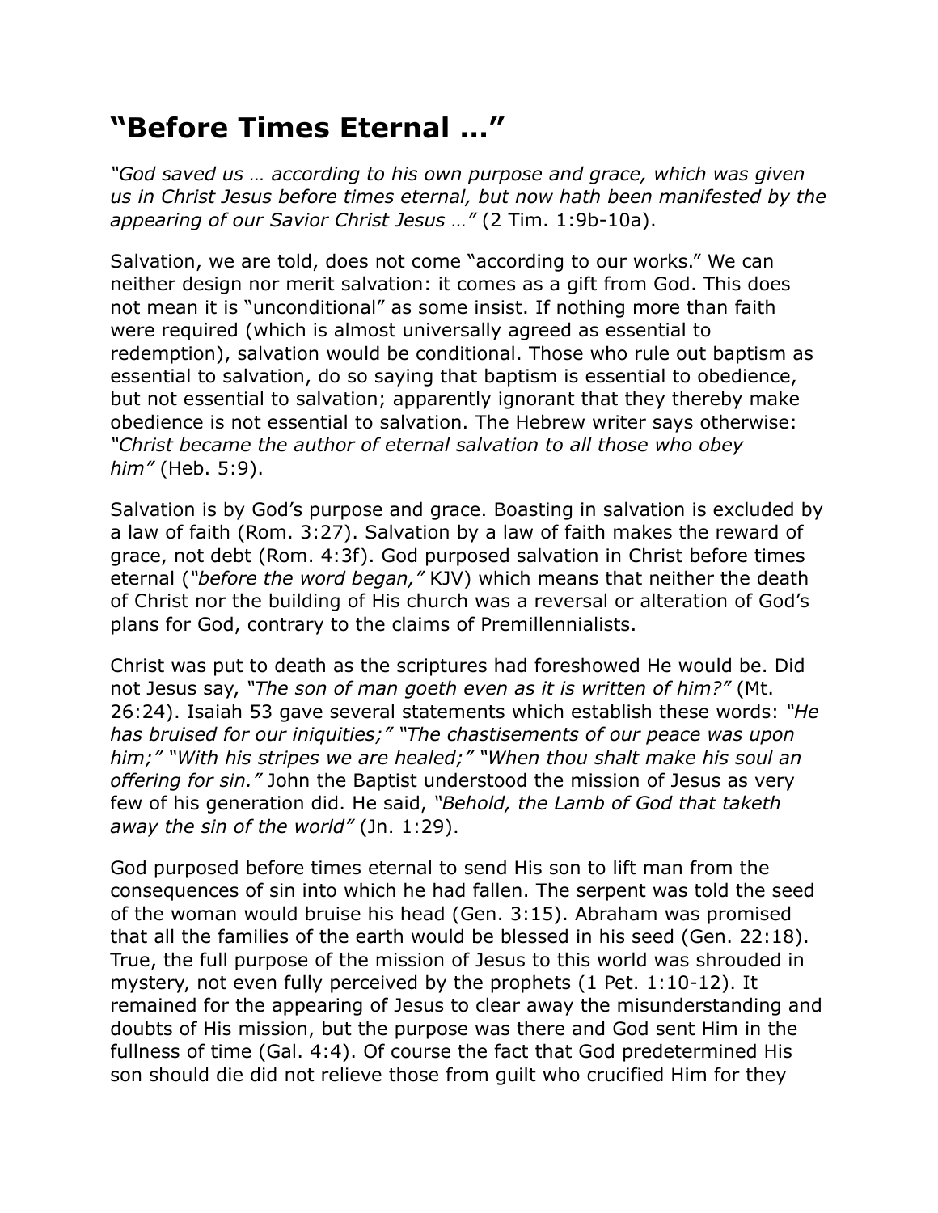# "Before Times Eternal …"

*"God saved us … according to his own purpose and grace, which was given us in Christ Jesus before times eternal, but now hath been manifested by the appearing of our Savior Christ Jesus …"* (2 Tim. 1:9b-10a).

Salvation, we are told, does not come "according to our works." We can neither design nor merit salvation: it comes as a gift from God. This does not mean it is "unconditional" as some insist. If nothing more than faith were required (which is almost universally agreed as essential to redemption), salvation would be conditional. Those who rule out baptism as essential to salvation, do so saying that baptism is essential to obedience, but not essential to salvation; apparently ignorant that they thereby make obedience is not essential to salvation. The Hebrew writer says otherwise: *"Christ became the author of eternal salvation to all those who obey him"* (Heb. 5:9).

Salvation is by God's purpose and grace. Boasting in salvation is excluded by a law of faith (Rom. 3:27). Salvation by a law of faith makes the reward of grace, not debt (Rom. 4:3f). God purposed salvation in Christ before times eternal (*"before the word began,"* KJV) which means that neither the death of Christ nor the building of His church was a reversal or alteration of God's plans for God, contrary to the claims of Premillennialists.

Christ was put to death as the scriptures had foreshowed He would be. Did not Jesus say, *"The son of man goeth even as it is written of him?"* (Mt. 26:24). Isaiah 53 gave several statements which establish these words: *"He has bruised for our iniquities;" "The chastisements of our peace was upon him;" "With his stripes we are healed;" "When thou shalt make his soul an offering for sin."* John the Baptist understood the mission of Jesus as very few of his generation did. He said, *"Behold, the Lamb of God that taketh away the sin of the world"* (Jn. 1:29).

God purposed before times eternal to send His son to lift man from the consequences of sin into which he had fallen. The serpent was told the seed of the woman would bruise his head (Gen. 3:15). Abraham was promised that all the families of the earth would be blessed in his seed (Gen. 22:18). True, the full purpose of the mission of Jesus to this world was shrouded in mystery, not even fully perceived by the prophets (1 Pet. 1:10-12). It remained for the appearing of Jesus to clear away the misunderstanding and doubts of His mission, but the purpose was there and God sent Him in the fullness of time (Gal. 4:4). Of course the fact that God predetermined His son should die did not relieve those from guilt who crucified Him for they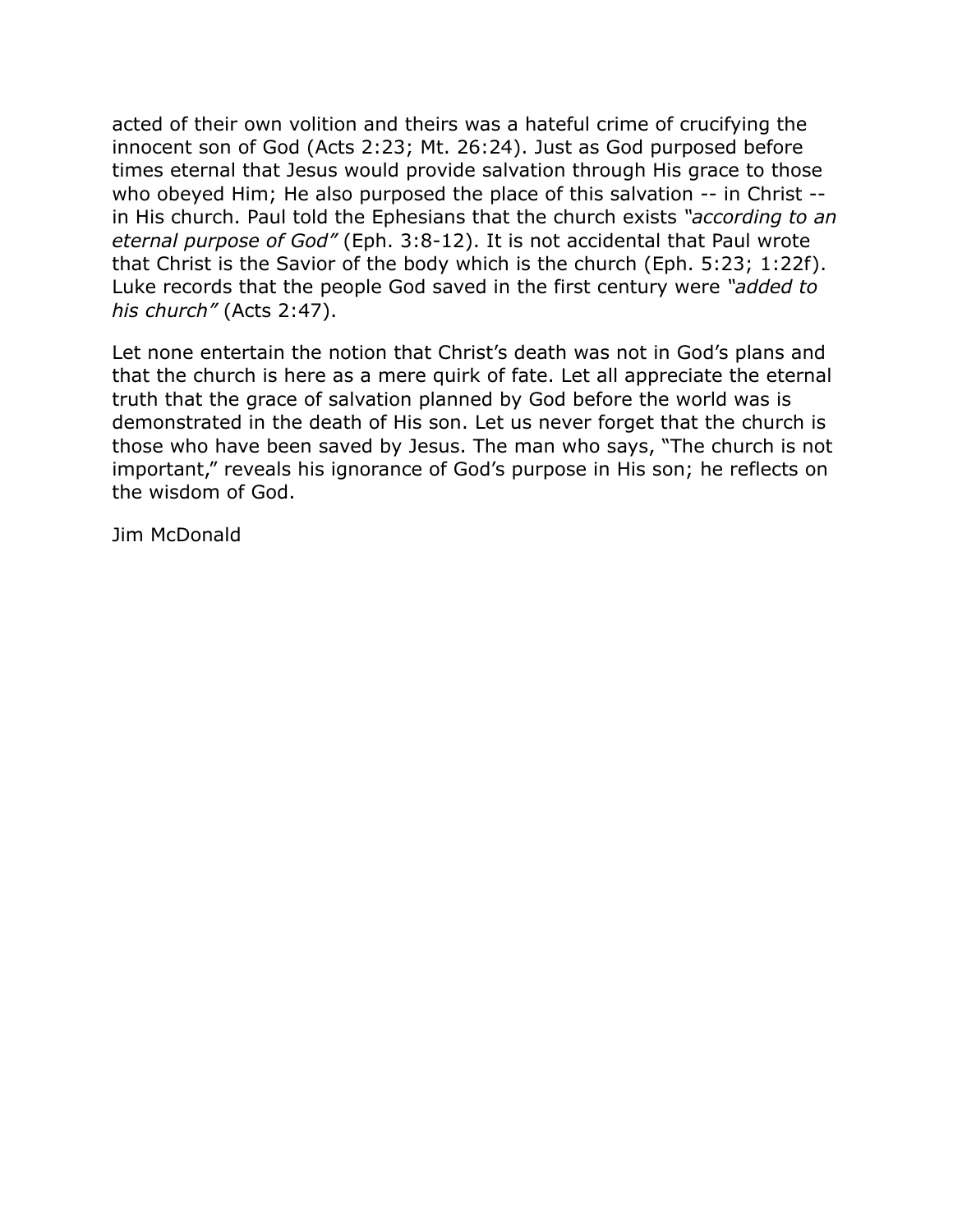acted of their own volition and theirs was a hateful crime of crucifying the innocent son of God (Acts 2:23; Mt. 26:24). Just as God purposed before times eternal that Jesus would provide salvation through His grace to those who obeyed Him; He also purposed the place of this salvation -- in Christ -- in His church. Paul told the Ephesians that the church exists *"according to an eternal purpose of God"* (Eph. 3:8-12). It is not accidental that Paul wrote that Christ is the Savior of the body which is the church (Eph. 5:23; 1:22f). Luke records that the people God saved in the first century were *"added to his church"* (Acts 2:47).

Let none entertain the notion that Christ's death was not in God's plans and that the church is here as a mere quirk of fate. Let all appreciate the eternal truth that the grace of salvation planned by God before the world was is demonstrated in the death of His son. Let us never forget that the church is those who have been saved by Jesus. The man who says, "The church is not important," reveals his ignorance of God's purpose in His son; he reflects on the wisdom of God.

Jim McDonald